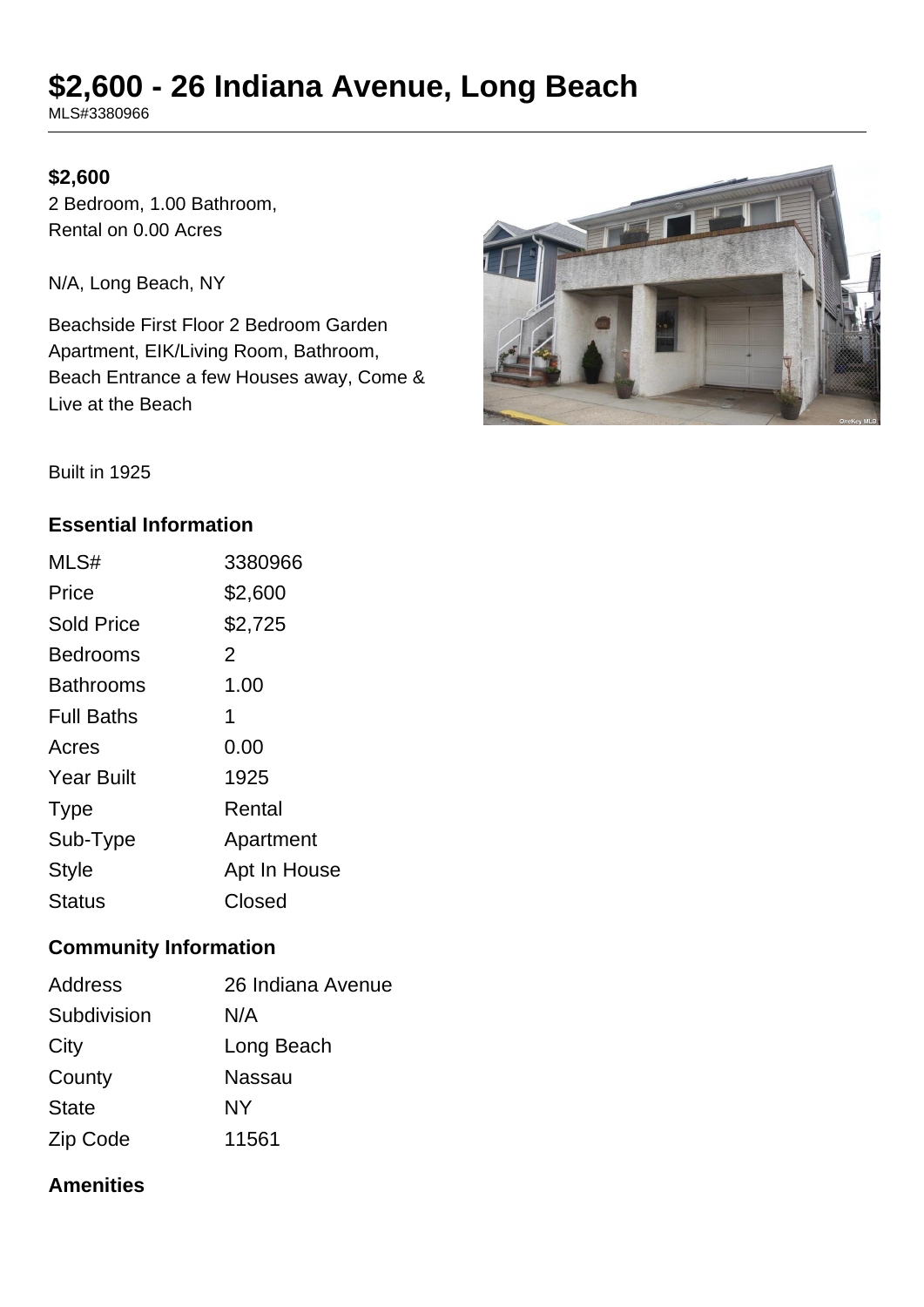# $2,600 - 26 Indiana Avenue, Long Beach

MLS#3380966

**$2,600**

2 Bedroom, 1.00 Bathroom,
Rental on 0.00 Acres

N/A, Long Beach, NY

Beachside First Floor 2 Bedroom Garden Apartment, EIK/Living Room, Bathroom, Beach Entrance a few Houses away, Come & Live at the Beach

Built in 1925

## Essential Information

| | |
|---|---|
| MLS# | 3380966 |
| Price | $2,600 |
| Sold Price | $2,725 |
| Bedrooms | 2 |
| Bathrooms | 1.00 |
| Full Baths | 1 |
| Acres | 0.00 |
| Year Built | 1925 |
| Type | Rental |
| Sub-Type | Apartment |
| Style | Apt In House |
| Status | Closed |

## Community Information

| | |
|---|---|
| Address | 26 Indiana Avenue |
| Subdivision | N/A |
| City | Long Beach |
| County | Nassau |
| State | NY |
| Zip Code | 11561 |

## Amenities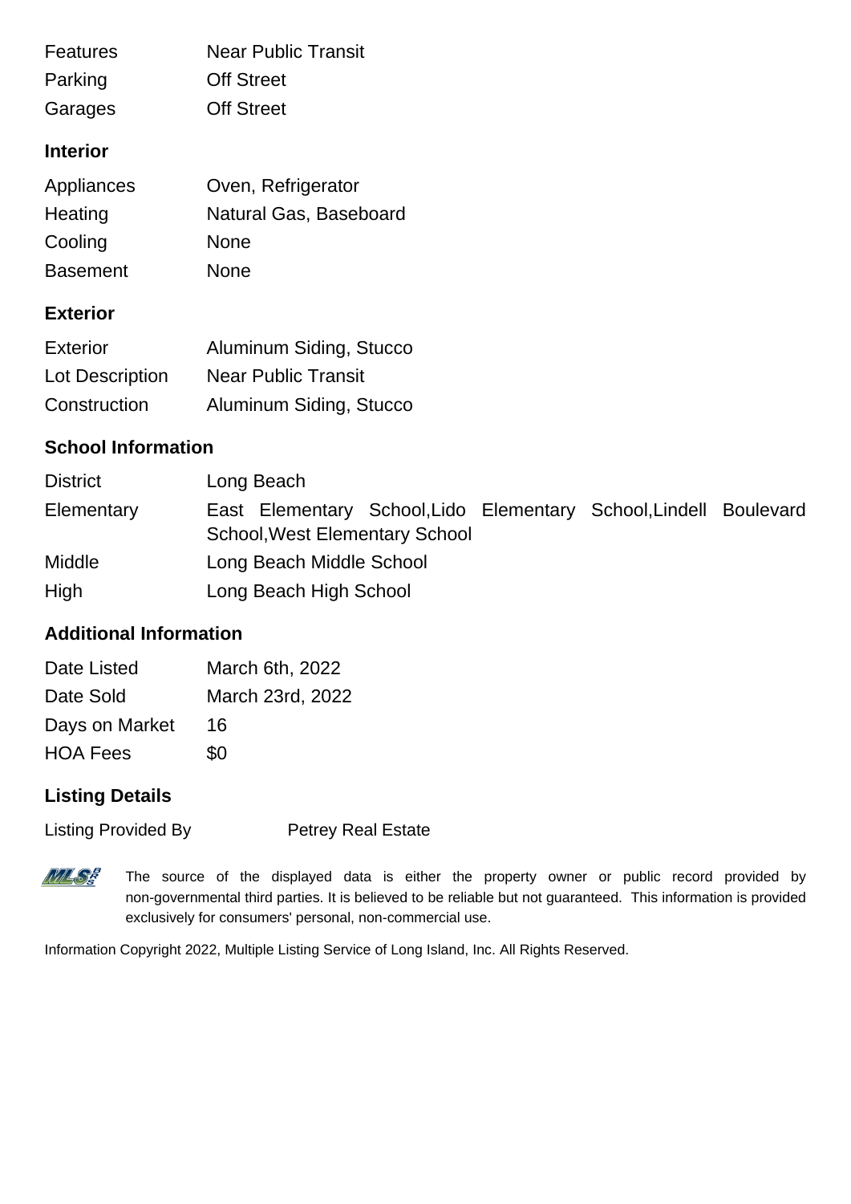| | |
|---|---|
| Features | Near Public Transit |
| Parking | Off Street |
| Garages | Off Street |

### Interior

| | |
|---|---|
| Appliances | Oven, Refrigerator |
| Heating | Natural Gas, Baseboard |
| Cooling | None |
| Basement | None |

### Exterior

| | |
|---|---|
| Exterior | Aluminum Siding, Stucco |
| Lot Description | Near Public Transit |
| Construction | Aluminum Siding, Stucco |

### School Information

| | |
|---|---|
| District | Long Beach |
| Elementary | East Elementary School,Lido Elementary School,Lindell Boulevard School,West Elementary School |
| Middle | Long Beach Middle School |
| High | Long Beach High School |

### Additional Information

| | |
|---|---|
| Date Listed | March 6th, 2022 |
| Date Sold | March 23rd, 2022 |
| Days on Market | 16 |
| HOA Fees | $0 |

### Listing Details

Listing Provided By Petrey Real Estate

The source of the displayed data is either the property owner or public record provided by non-governmental third parties. It is believed to be reliable but not guaranteed. This information is provided exclusively for consumers' personal, non-commercial use.

Information Copyright 2022, Multiple Listing Service of Long Island, Inc. All Rights Reserved.